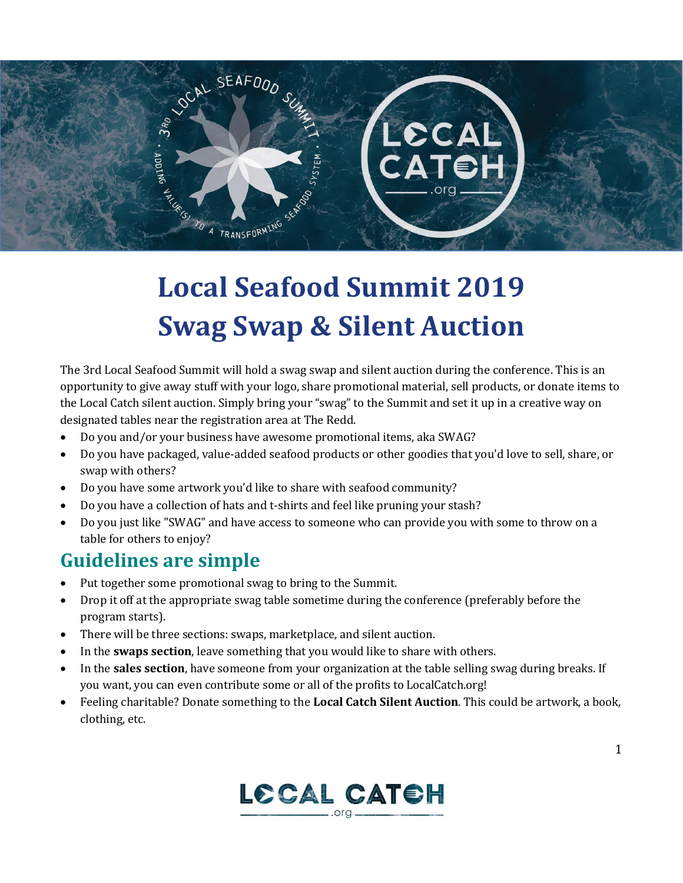# Local Seafood Summit 2019
# Swag Swap & Silent Auction

The 3rd Local Seafood Summit will hold a swag swap and silent auction during the conference. This is an opportunity to give away stuff with your logo, share promotional material, sell products, or donate items to the Local Catch silent auction. Simply bring your "swag" to the Summit and set it up in a creative way on designated tables near the registration area at The Redd.

- Do you and/or your business have awesome promotional items, aka SWAG?
- Do you have packaged, value-added seafood products or other goodies that you'd love to sell, share, or swap with others?
- Do you have some artwork you'd like to share with seafood community?
- Do you have a collection of hats and t-shirts and feel like pruning your stash?
- Do you just like "SWAG" and have access to someone who can provide you with some to throw on a table for others to enjoy?

## Guidelines are simple

- Put together some promotional swag to bring to the Summit.
- Drop it off at the appropriate swag table sometime during the conference (preferably before the program starts).
- There will be three sections: swaps, marketplace, and silent auction.
- In the **swaps section**, leave something that you would like to share with others.
- In the **sales section**, have someone from your organization at the table selling swag during breaks. If you want, you can even contribute some or all of the profits to LocalCatch.org!
- Feeling charitable? Donate something to the **Local Catch Silent Auction**. This could be artwork, a book, clothing, etc.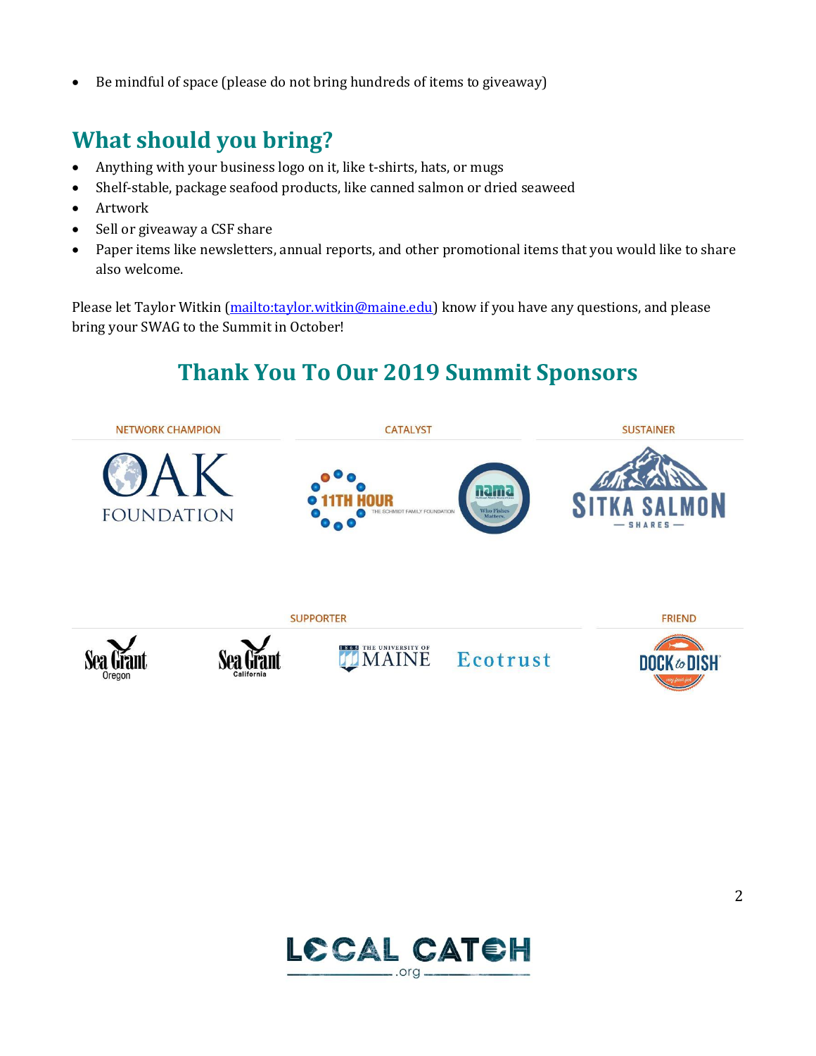- Be mindful of space (please do not bring hundreds of items to giveaway)

## What should you bring?

- Anything with your business logo on it, like t-shirts, hats, or mugs
- Shelf-stable, package seafood products, like canned salmon or dried seaweed
- Artwork
- Sell or giveaway a CSF share
- Paper items like newsletters, annual reports, and other promotional items that you would like to share also welcome.

Please let Taylor Witkin (mailto:taylor.witkin@maine.edu) know if you have any questions, and please bring your SWAG to the Summit in October!

## Thank You To Our 2019 Summit Sponsors

NETWORK CHAMPION

OAK FOUNDATION

CATALYST

11TH HOUR THE SCHMIDT FAMILY FOUNDATION

NAMA Who Fishes Matters.

SUSTAINER

SITKA SALMON SHARES

SUPPORTER

Sea Grant Oregon

Sea Grant California

THE UNIVERSITY OF MAINE

Ecotrust

FRIEND

DOCK to DISH